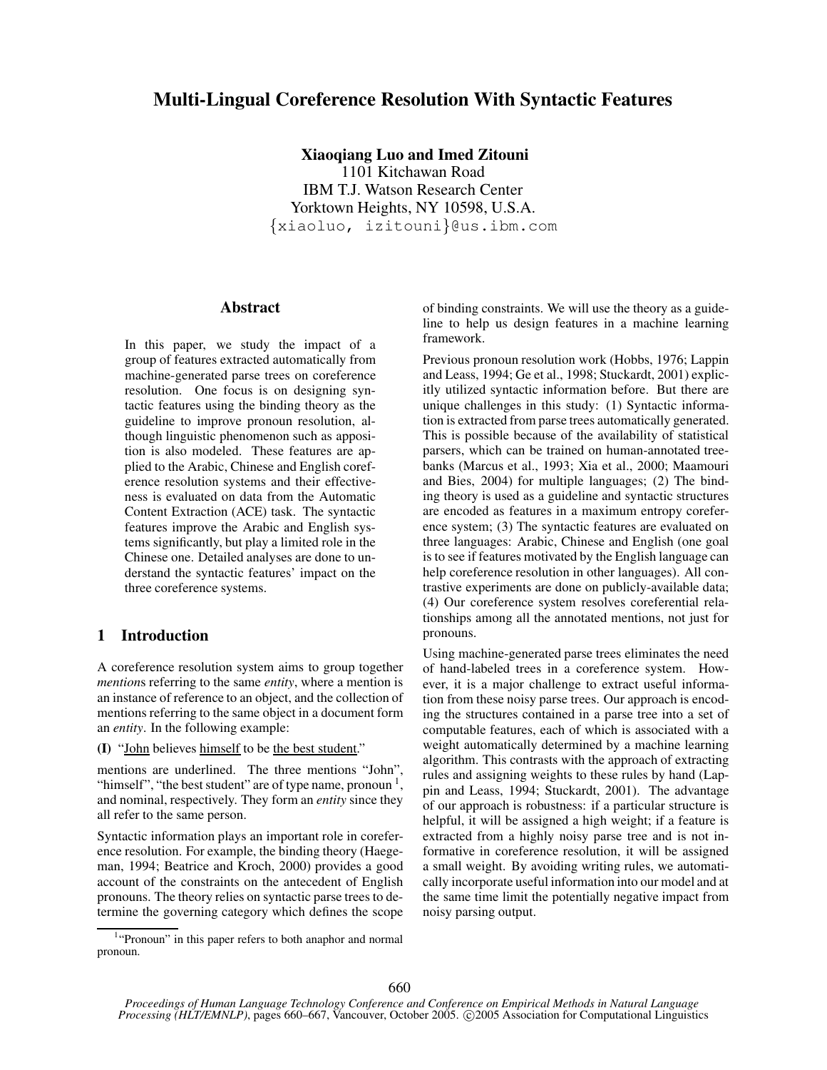# Multi-Lingual Coreference Resolution With Syntactic Features

**Xiaoqiang Luo and Imed Zitouni**
1101 Kitchawan Road
IBM T.J. Watson Research Center
Yorktown Heights, NY 10598, U.S.A.
{xiaoluo, izitouni}@us.ibm.com

## Abstract

In this paper, we study the impact of a group of features extracted automatically from machine-generated parse trees on coreference resolution. One focus is on designing syntactic features using the binding theory as the guideline to improve pronoun resolution, although linguistic phenomenon such as apposition is also modeled. These features are applied to the Arabic, Chinese and English coreference resolution systems and their effectiveness is evaluated on data from the Automatic Content Extraction (ACE) task. The syntactic features improve the Arabic and English systems significantly, but play a limited role in the Chinese one. Detailed analyses are done to understand the syntactic features' impact on the three coreference systems.

## 1 Introduction

A coreference resolution system aims to group together *mention*s referring to the same *entity*, where a mention is an instance of reference to an object, and the collection of mentions referring to the same object in a document form an *entity*. In the following example:

**(I)** "John believes himself to be the best student."

mentions are underlined. The three mentions "John", "himself", "the best student" are of type name, pronoun [1], and nominal, respectively. They form an *entity* since they all refer to the same person.

Syntactic information plays an important role in coreference resolution. For example, the binding theory (Haegeman, 1994; Beatrice and Kroch, 2000) provides a good account of the constraints on the antecedent of English pronouns. The theory relies on syntactic parse trees to determine the governing category which defines the scope of binding constraints. We will use the theory as a guideline to help us design features in a machine learning framework.

Previous pronoun resolution work (Hobbs, 1976; Lappin and Leass, 1994; Ge et al., 1998; Stuckardt, 2001) explicitly utilized syntactic information before. But there are unique challenges in this study: (1) Syntactic information is extracted from parse trees automatically generated. This is possible because of the availability of statistical parsers, which can be trained on human-annotated treebanks (Marcus et al., 1993; Xia et al., 2000; Maamouri and Bies, 2004) for multiple languages; (2) The binding theory is used as a guideline and syntactic structures are encoded as features in a maximum entropy coreference system; (3) The syntactic features are evaluated on three languages: Arabic, Chinese and English (one goal is to see if features motivated by the English language can help coreference resolution in other languages). All contrastive experiments are done on publicly-available data; (4) Our coreference system resolves coreferential relationships among all the annotated mentions, not just for pronouns.

Using machine-generated parse trees eliminates the need of hand-labeled trees in a coreference system. However, it is a major challenge to extract useful information from these noisy parse trees. Our approach is encoding the structures contained in a parse tree into a set of computable features, each of which is associated with a weight automatically determined by a machine learning algorithm. This contrasts with the approach of extracting rules and assigning weights to these rules by hand (Lappin and Leass, 1994; Stuckardt, 2001). The advantage of our approach is robustness: if a particular structure is helpful, it will be assigned a high weight; if a feature is extracted from a highly noisy parse tree and is not informative in coreference resolution, it will be assigned a small weight. By avoiding writing rules, we automatically incorporate useful information into our model and at the same time limit the potentially negative impact from noisy parsing output.

[1] "Pronoun" in this paper refers to both anaphor and normal pronoun.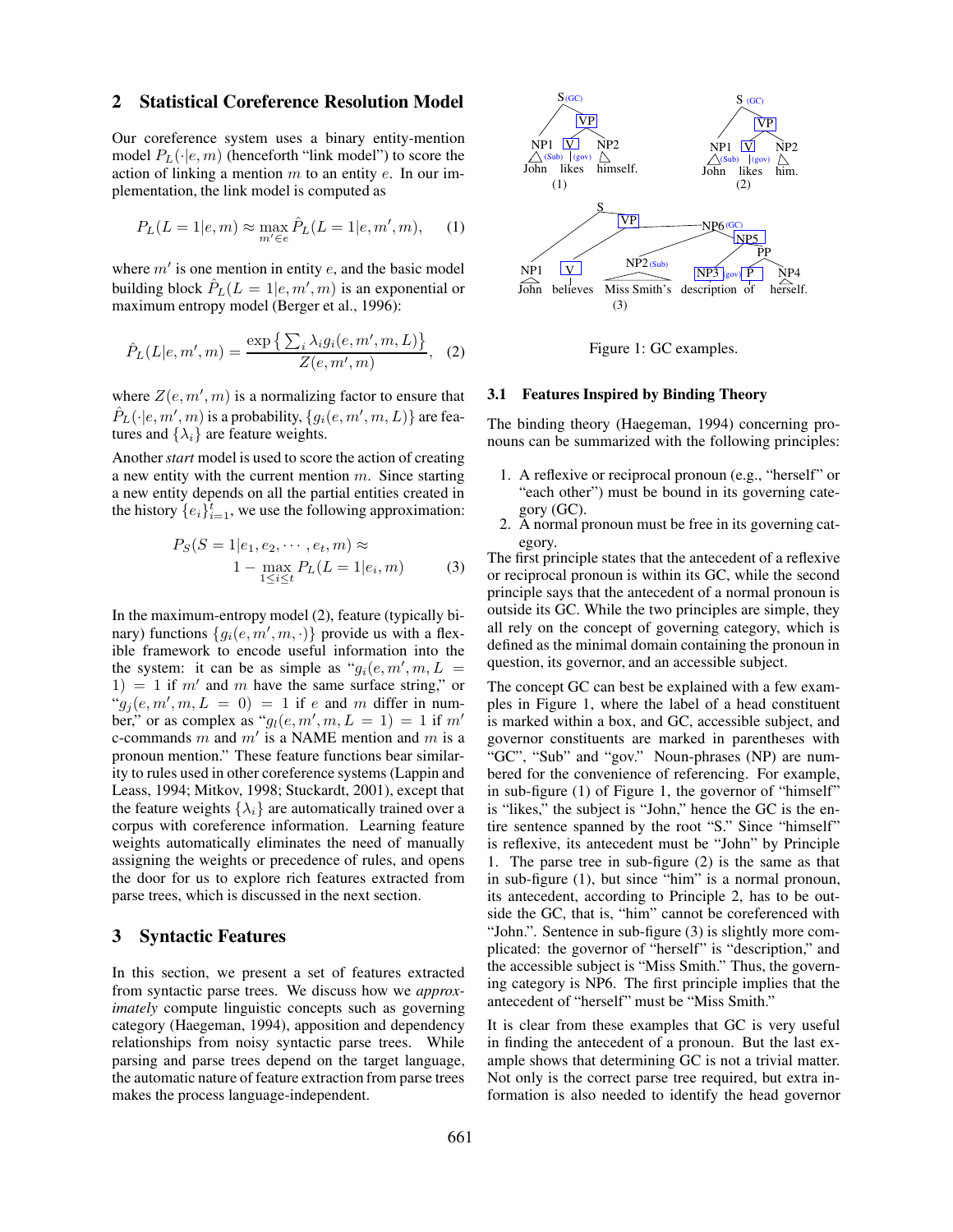## 2 Statistical Coreference Resolution Model

Our coreference system uses a binary entity-mention model $P_L(\cdot|e, m)$ (henceforth "link model") to score the action of linking a mention $m$ to an entity $e$. In our implementation, the link model is computed as

$$P_L(L = 1|e, m) \approx \max_{m' \in e} \hat{P}_L(L = 1|e, m', m), \quad (1)$$

where $m'$ is one mention in entity $e$, and the basic model building block $\hat{P}_L(L = 1|e, m', m)$ is an exponential or maximum entropy model (Berger et al., 1996):

$$\hat{P}_L(L|e, m', m) = \frac{\exp\left\{\sum_i \lambda_i g_i(e, m', m, L)\right\}}{Z(e, m', m)}, \quad (2)$$

where $Z(e, m', m)$ is a normalizing factor to ensure that $\hat{P}_L(\cdot|e, m', m)$ is a probability, $\{g_i(e, m', m, L)\}$ are features and $\{\lambda_i\}$ are feature weights.

Another *start* model is used to score the action of creating a new entity with the current mention $m$. Since starting a new entity depends on all the partial entities created in the history $\{e_i\}_{i=1}^t$, we use the following approximation:

$$P_S(S = 1|e_1, e_2, \cdots, e_t, m) \approx 1 - \max_{1 \leq i \leq t} P_L(L = 1|e_i, m) \quad (3)$$

In the maximum-entropy model (2), feature (typically binary) functions $\{g_i(e, m', m, \cdot)\}$ provide us with a flexible framework to encode useful information into the the system: it can be as simple as "$g_i(e, m', m, L = 1) = 1$ if $m'$ and $m$ have the same surface string," or "$g_j(e, m', m, L = 0) = 1$ if $e$ and $m$ differ in number," or as complex as "$g_l(e, m', m, L = 1) = 1$ if $m'$ c-commands $m$ and $m'$ is a NAME mention and $m$ is a pronoun mention." These feature functions bear similarity to rules used in other coreference systems (Lappin and Leass, 1994; Mitkov, 1998; Stuckardt, 2001), except that the feature weights $\{\lambda_i\}$ are automatically trained over a corpus with coreference information. Learning feature weights automatically eliminates the need of manually assigning the weights or precedence of rules, and opens the door for us to explore rich features extracted from parse trees, which is discussed in the next section.

## 3 Syntactic Features

In this section, we present a set of features extracted from syntactic parse trees. We discuss how we *approximately* compute linguistic concepts such as governing category (Haegeman, 1994), apposition and dependency relationships from noisy syntactic parse trees. While parsing and parse trees depend on the target language, the automatic nature of feature extraction from parse trees makes the process language-independent.

Figure 1: GC examples.

### 3.1 Features Inspired by Binding Theory

The binding theory (Haegeman, 1994) concerning pronouns can be summarized with the following principles:

1. A reflexive or reciprocal pronoun (e.g., "herself" or "each other") must be bound in its governing category (GC).
2. A normal pronoun must be free in its governing category.

The first principle states that the antecedent of a reflexive or reciprocal pronoun is within its GC, while the second principle says that the antecedent of a normal pronoun is outside its GC. While the two principles are simple, they all rely on the concept of governing category, which is defined as the minimal domain containing the pronoun in question, its governor, and an accessible subject.

The concept GC can best be explained with a few examples in Figure 1, where the label of a head constituent is marked within a box, and GC, accessible subject, and governor constituents are marked in parentheses with "GC", "Sub" and "gov." Noun-phrases (NP) are numbered for the convenience of referencing. For example, in sub-figure (1) of Figure 1, the governor of "himself" is "likes," the subject is "John," hence the GC is the entire sentence spanned by the root "S." Since "himself" is reflexive, its antecedent must be "John" by Principle 1. The parse tree in sub-figure (2) is the same as that in sub-figure (1), but since "him" is a normal pronoun, its antecedent, according to Principle 2, has to be outside the GC, that is, "him" cannot be coreferenced with "John.". Sentence in sub-figure (3) is slightly more complicated: the governor of "herself" is "description," and the accessible subject is "Miss Smith." Thus, the governing category is NP6. The first principle implies that the antecedent of "herself" must be "Miss Smith."

It is clear from these examples that GC is very useful in finding the antecedent of a pronoun. But the last example shows that determining GC is not a trivial matter. Not only is the correct parse tree required, but extra information is also needed to identify the head governor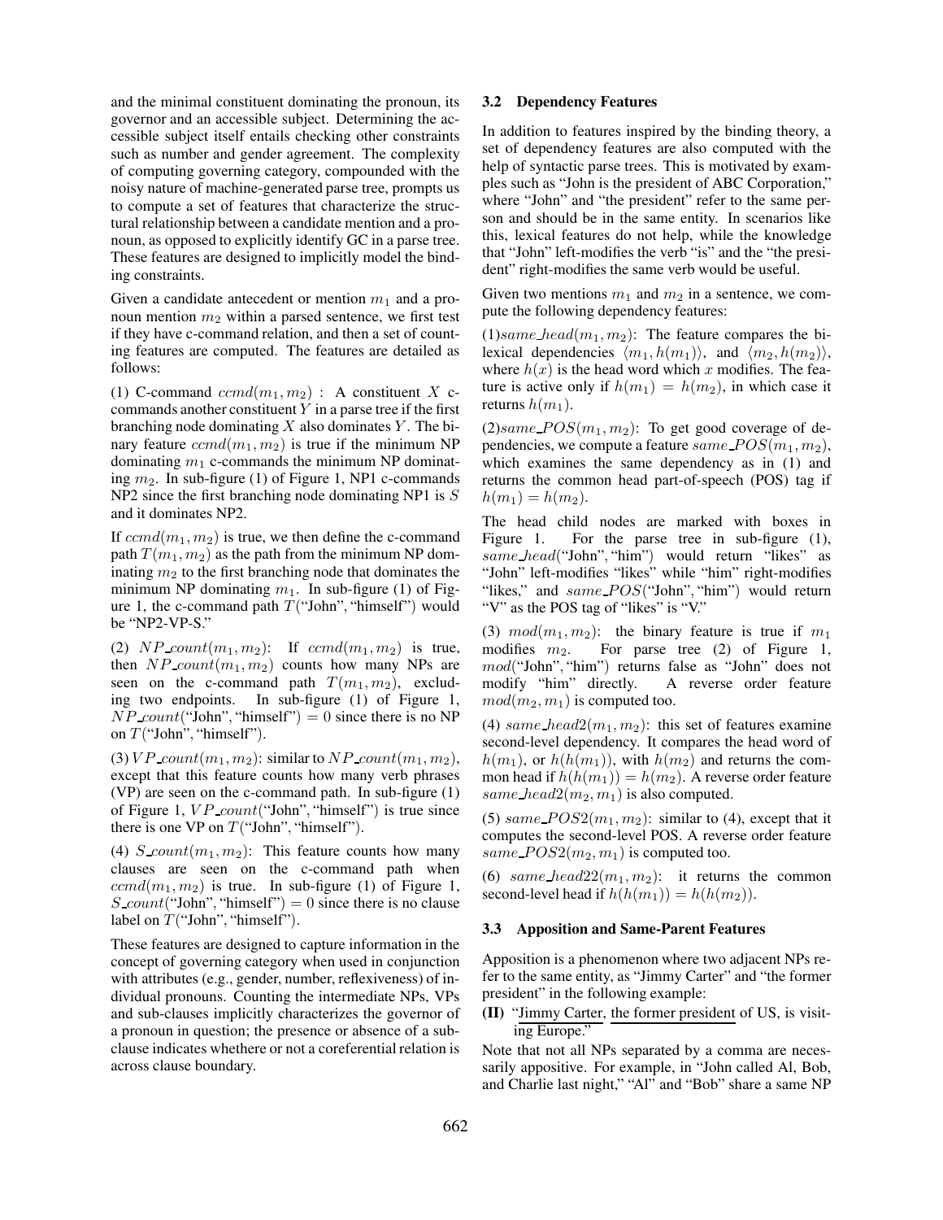and the minimal constituent dominating the pronoun, its governor and an accessible subject. Determining the accessible subject itself entails checking other constraints such as number and gender agreement. The complexity of computing governing category, compounded with the noisy nature of machine-generated parse trees, prompts us to compute a set of features that characterize the structural relationship between a candidate mention and a pronoun, as opposed to explicitly identify GC in a parse tree. These features are designed to implicitly model the binding constraints.

Given a candidate antecedent or mention $m_1$ and a pronoun mention $m_2$ within a parsed sentence, we first test if they have c-command relation, and then a set of counting features are computed. The features are detailed as follows:

(1) C-command $ccmd(m_1, m_2)$ : A constituent $X$ c-commands another constituent $Y$ in a parse tree if the first branching node dominating $X$ also dominates $Y$. The binary feature $ccmd(m_1, m_2)$ is true if the minimum NP dominating $m_1$ c-commands the minimum NP dominating $m_2$. In sub-figure (1) of Figure 1, NP1 c-commands NP2 since the first branching node dominating NP1 is $S$ and it dominates NP2.

If $ccmd(m_1, m_2)$ is true, we then define the c-command path $T(m_1, m_2)$ as the path from the minimum NP dominating $m_2$ to the first branching node that dominates the minimum NP dominating $m_1$. In sub-figure (1) of Figure 1, the c-command path $T$("John", "himself") would be "NP2-VP-S."

(2) $NP\_count(m_1, m_2)$: If $ccmd(m_1, m_2)$ is true, then $NP\_count(m_1, m_2)$ counts how many NPs are seen on the c-command path $T(m_1, m_2)$, excluding two endpoints. In sub-figure (1) of Figure 1, $NP\_count$("John", "himself") $= 0$ since there is no NP on $T$("John", "himself").

(3) $VP\_count(m_1, m_2)$: similar to $NP\_count(m_1, m_2)$, except that this feature counts how many verb phrases (VP) are seen on the c-command path. In sub-figure (1) of Figure 1, $VP\_count$("John", "himself") is true since there is one VP on $T$("John", "himself").

(4) $S\_count(m_1, m_2)$: This feature counts how many clauses are seen on the c-command path when $ccmd(m_1, m_2)$ is true. In sub-figure (1) of Figure 1, $S\_count$("John", "himself") $= 0$ since there is no clause label on $T$("John", "himself").

These features are designed to capture information in the concept of governing category when used in conjunction with attributes (e.g., gender, number, reflexiveness) of individual pronouns. Counting the intermediate NPs, VPs and sub-clauses implicitly characterizes the governor of a pronoun in question; the presence or absence of a sub-clause indicates whethere or not a coreferential relation is across clause boundary.

### 3.2 Dependency Features

In addition to features inspired by the binding theory, a set of dependency features are also computed with the help of syntactic parse trees. This is motivated by examples such as "John is the president of ABC Corporation," where "John" and "the president" refer to the same person and should be in the same entity. In scenarios like this, lexical features do not help, while the knowledge that "John" left-modifies the verb "is" and the "the president" right-modifies the same verb would be useful.

Given two mentions $m_1$ and $m_2$ in a sentence, we compute the following dependency features:

(1)$same\_head(m_1, m_2)$: The feature compares the bi-lexical dependencies $\langle m_1, h(m_1)\rangle$, and $\langle m_2, h(m_2)\rangle$, where $h(x)$ is the head word which $x$ modifies. The feature is active only if $h(m_1) = h(m_2)$, in which case it returns $h(m_1)$.

(2)$same\_POS(m_1, m_2)$: To get good coverage of dependencies, we compute a feature $same\_POS(m_1, m_2)$, which examines the same dependency as in (1) and returns the common head part-of-speech (POS) tag if $h(m_1) = h(m_2)$.

The head child nodes are marked with boxes in Figure 1. For the parse tree in sub-figure (1), $same\_head$("John", "him") would return "likes" as "John" left-modifies "likes" while "him" right-modifies "likes," and $same\_POS$("John", "him") would return "V" as the POS tag of "likes" is "V."

(3) $mod(m_1, m_2)$: the binary feature is true if $m_1$ modifies $m_2$. For parse tree (2) of Figure 1, $mod$("John", "him") returns false as "John" does not modify "him" directly. A reverse order feature $mod(m_2, m_1)$ is computed too.

(4) $same\_head2(m_1, m_2)$: this set of features examine second-level dependency. It compares the head word of $h(m_1)$, or $h(h(m_1))$, with $h(m_2)$ and returns the common head if $h(h(m_1)) = h(m_2)$. A reverse order feature $same\_head2(m_2, m_1)$ is also computed.

(5) $same\_POS2(m_1, m_2)$: similar to (4), except that it computes the second-level POS. A reverse order feature $same\_POS2(m_2, m_1)$ is computed too.

(6) $same\_head22(m_1, m_2)$: it returns the common second-level head if $h(h(m_1)) = h(h(m_2))$.

### 3.3 Apposition and Same-Parent Features

Apposition is a phenomenon where two adjacent NPs refer to the same entity, as "Jimmy Carter" and "the former president" in the following example:

**(II)** "Jimmy Carter, the former president of US, is visiting Europe."

Note that not all NPs separated by a comma are necessarily appositive. For example, in "John called Al, Bob, and Charlie last night," "Al" and "Bob" share a same NP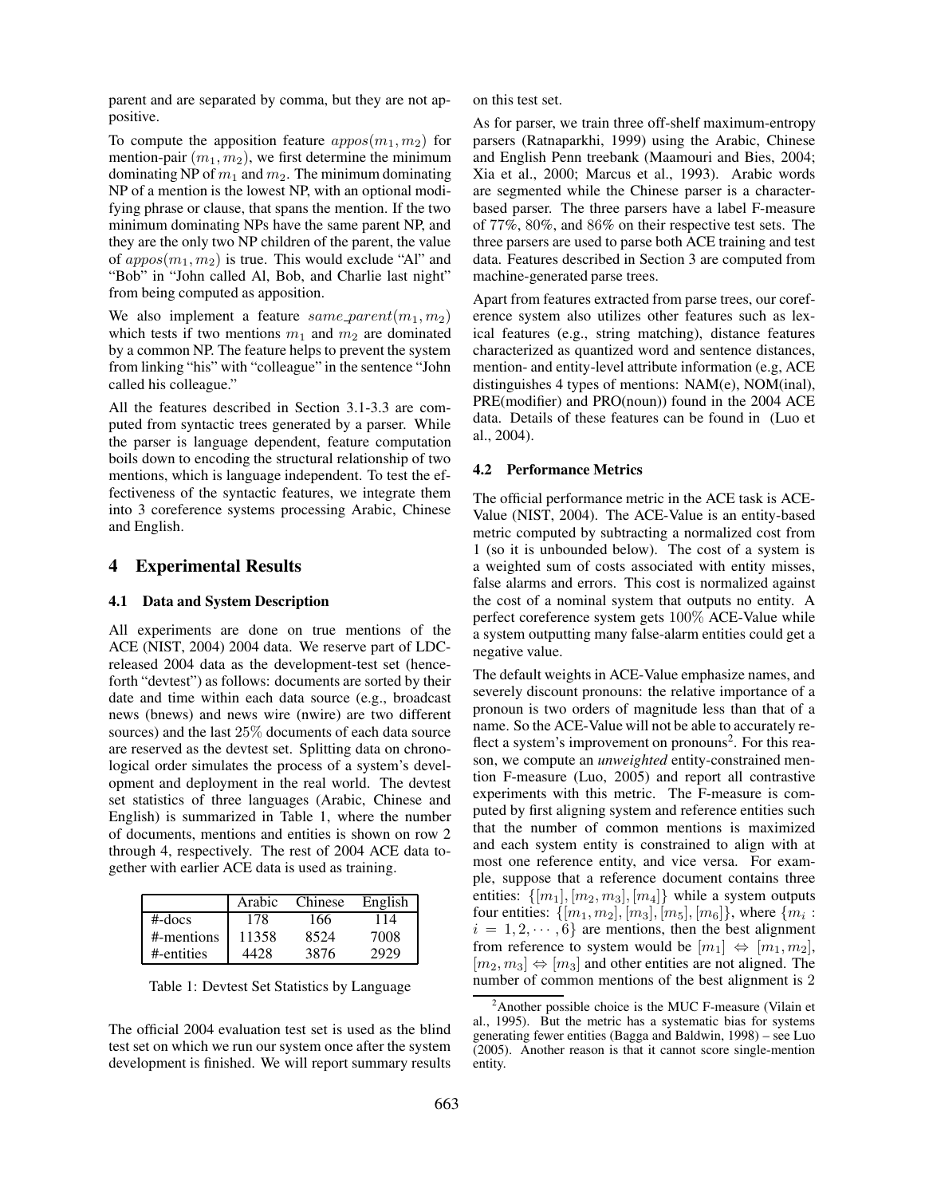parent and are separated by comma, but they are not appositive.

To compute the apposition feature $appos(m_1, m_2)$ for mention-pair $(m_1, m_2)$, we first determine the minimum dominating NP of $m_1$ and $m_2$. The minimum dominating NP of a mention is the lowest NP, with an optional modifying phrase or clause, that spans the mention. If the two minimum dominating NPs have the same parent NP, and they are the only two NP children of the parent, the value of $appos(m_1, m_2)$ is true. This would exclude "Al" and "Bob" in "John called Al, Bob, and Charlie last night" from being computed as apposition.

We also implement a feature $same\_parent(m_1, m_2)$ which tests if two mentions $m_1$ and $m_2$ are dominated by a common NP. The feature helps to prevent the system from linking "his" with "colleague" in the sentence "John called his colleague."

All the features described in Section 3.1-3.3 are computed from syntactic trees generated by a parser. While the parser is language dependent, feature computation boils down to encoding the structural relationship of two mentions, which is language independent. To test the effectiveness of the syntactic features, we integrate them into 3 coreference systems processing Arabic, Chinese and English.

# 4 Experimental Results

## 4.1 Data and System Description

All experiments are done on true mentions of the ACE (NIST, 2004) 2004 data. We reserve part of LDC-released 2004 data as the development-test set (henceforth "devtest") as follows: documents are sorted by their date and time within each data source (e.g., broadcast news (bnews) and news wire (nwire) are two different sources) and the last 25% documents of each data source are reserved as the devtest set. Splitting data on chronological order simulates the process of a system's development and deployment in the real world. The devtest set statistics of three languages (Arabic, Chinese and English) is summarized in Table 1, where the number of documents, mentions and entities is shown on row 2 through 4, respectively. The rest of 2004 ACE data together with earlier ACE data is used as training.

| | Arabic | Chinese | English |
|---|---|---|---|
| #-docs | 178 | 166 | 114 |
| #-mentions | 11358 | 8524 | 7008 |
| #-entities | 4428 | 3876 | 2929 |

Table 1: Devtest Set Statistics by Language

The official 2004 evaluation test set is used as the blind test set on which we run our system once after the system development is finished. We will report summary results on this test set.

As for parser, we train three off-shelf maximum-entropy parsers (Ratnaparkhi, 1999) using the Arabic, Chinese and English Penn treebank (Maamouri and Bies, 2004; Xia et al., 2000; Marcus et al., 1993). Arabic words are segmented while the Chinese parser is a character-based parser. The three parsers have a label F-measure of 77%, 80%, and 86% on their respective test sets. The three parsers are used to parse both ACE training and test data. Features described in Section 3 are computed from machine-generated parse trees.

Apart from features extracted from parse trees, our coreference system also utilizes other features such as lexical features (e.g., string matching), distance features characterized as quantized word and sentence distances, mention- and entity-level attribute information (e.g, ACE distinguishes 4 types of mentions: NAM(e), NOM(inal), PRE(modifier) and PRO(noun)) found in the 2004 ACE data. Details of these features can be found in (Luo et al., 2004).

## 4.2 Performance Metrics

The official performance metric in the ACE task is ACE-Value (NIST, 2004). The ACE-Value is an entity-based metric computed by subtracting a normalized cost from 1 (so it is unbounded below). The cost of a system is a weighted sum of costs associated with entity misses, false alarms and errors. This cost is normalized against the cost of a nominal system that outputs no entity. A perfect coreference system gets 100% ACE-Value while a system outputting many false-alarm entities could get a negative value.

The default weights in ACE-Value emphasize names, and severely discount pronouns: the relative importance of a pronoun is two orders of magnitude less than that of a name. So the ACE-Value will not be able to accurately reflect a system's improvement on pronouns[2]. For this reason, we compute an *unweighted* entity-constrained mention F-measure (Luo, 2005) and report all contrastive experiments with this metric. The F-measure is computed by first aligning system and reference entities such that the number of common mentions is maximized and each system entity is constrained to align with at most one reference entity, and vice versa. For example, suppose that a reference document contains three entities: $\{[m_1], [m_2, m_3], [m_4]\}$ while a system outputs four entities: $\{[m_1, m_2], [m_3], [m_5], [m_6]\}$, where $\{m_i : i = 1, 2, \cdots, 6\}$ are mentions, then the best alignment from reference to system would be $[m_1] \Leftrightarrow [m_1, m_2]$, $[m_2, m_3] \Leftrightarrow [m_3]$ and other entities are not aligned. The number of common mentions of the best alignment is 2

[2]Another possible choice is the MUC F-measure (Vilain et al., 1995). But the metric has a systematic bias for systems generating fewer entities (Bagga and Baldwin, 1998) – see Luo (2005). Another reason is that it cannot score single-mention entity.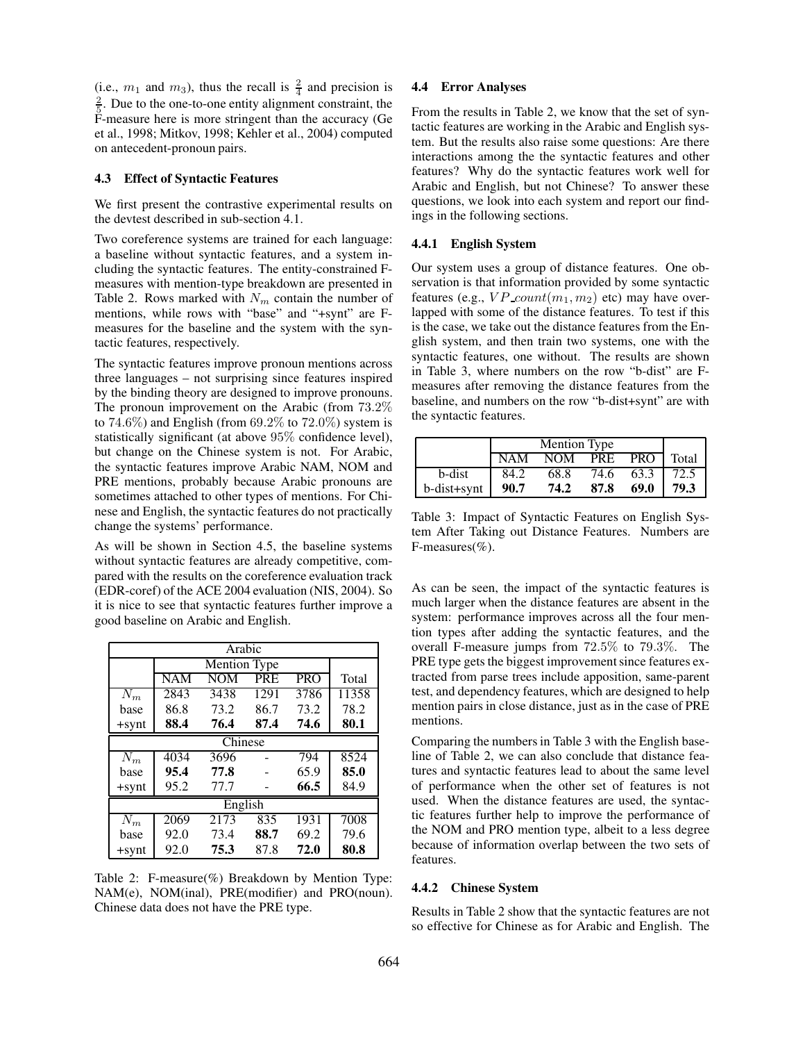(i.e., $m_1$ and $m_3$), thus the recall is $\frac{2}{4}$ and precision is $\frac{2}{5}$. Due to the one-to-one entity alignment constraint, the F-measure here is more stringent than the accuracy (Ge et al., 1998; Mitkov, 1998; Kehler et al., 2004) computed on antecedent-pronoun pairs.

### 4.3 Effect of Syntactic Features

We first present the contrastive experimental results on the devtest described in sub-section 4.1.

Two coreference systems are trained for each language: a baseline without syntactic features, and a system including the syntactic features. The entity-constrained F-measures with mention-type breakdown are presented in Table 2. Rows marked with $N_m$ contain the number of mentions, while rows with "base" and "+synt" are F-measures for the baseline and the system with the syntactic features, respectively.

The syntactic features improve pronoun mentions across three languages – not surprising since features inspired by the binding theory are designed to improve pronouns. The pronoun improvement on the Arabic (from $73.2\%$ to $74.6\%$) and English (from $69.2\%$ to $72.0\%$) system is statistically significant (at above $95\%$ confidence level), but change on the Chinese system is not. For Arabic, the syntactic features improve Arabic NAM, NOM and PRE mentions, probably because Arabic pronouns are sometimes attached to other types of mentions. For Chinese and English, the syntactic features do not practically change the systems' performance.

As will be shown in Section 4.5, the baseline systems without syntactic features are already competitive, compared with the results on the coreference evaluation track (EDR-coref) of the ACE 2004 evaluation (NIS, 2004). So it is nice to see that syntactic features further improve a good baseline on Arabic and English.

| Arabic | | | | | |
|---|---|---|---|---|---|
| | Mention Type | | | | |
| | NAM | NOM | PRE | PRO | Total |
| $N_m$ | 2843 | 3438 | 1291 | 3786 | 11358 |
| base | 86.8 | 73.2 | 86.7 | 73.2 | 78.2 |
| +synt | **88.4** | **76.4** | **87.4** | **74.6** | **80.1** |
| **Chinese** | | | | | |
| $N_m$ | 4034 | 3696 | - | 794 | 8524 |
| base | **95.4** | **77.8** | - | 65.9 | **85.0** |
| +synt | 95.2 | 77.7 | - | **66.5** | 84.9 |
| **English** | | | | | |
| $N_m$ | 2069 | 2173 | 835 | 1931 | 7008 |
| base | 92.0 | 73.4 | **88.7** | 69.2 | 79.6 |
| +synt | 92.0 | **75.3** | 87.8 | **72.0** | **80.8** |

Table 2: F-measure(%) Breakdown by Mention Type: NAM(e), NOM(inal), PRE(modifier) and PRO(noun). Chinese data does not have the PRE type.

### 4.4 Error Analyses

From the results in Table 2, we know that the set of syntactic features are working in the Arabic and English system. But the results also raise some questions: Are there interactions among the the syntactic features and other features? Why do the syntactic features work well for Arabic and English, but not Chinese? To answer these questions, we look into each system and report our findings in the following sections.

#### 4.4.1 English System

Our system uses a group of distance features. One observation is that information provided by some syntactic features (e.g., $VP\_count(m_1, m_2)$ etc) may have overlapped with some of the distance features. To test if this is the case, we take out the distance features from the English system, and then train two systems, one with the syntactic features, one without. The results are shown in Table 3, where numbers on the row "b-dist" are F-measures after removing the distance features from the baseline, and numbers on the row "b-dist+synt" are with the syntactic features.

| | Mention Type | | | | |
|---|---|---|---|---|---|
| | NAM | NOM | PRE | PRO | Total |
| b-dist | 84.2 | 68.8 | 74.6 | 63.3 | 72.5 |
| b-dist+synt | **90.7** | **74.2** | **87.8** | **69.0** | **79.3** |

Table 3: Impact of Syntactic Features on English System After Taking out Distance Features. Numbers are F-measures(%).

As can be seen, the impact of the syntactic features is much larger when the distance features are absent in the system: performance improves across all the four mention types after adding the syntactic features, and the overall F-measure jumps from $72.5\%$ to $79.3\%$. The PRE type gets the biggest improvement since features extracted from parse trees include apposition, same-parent test, and dependency features, which are designed to help mention pairs in close distance, just as in the case of PRE mentions.

Comparing the numbers in Table 3 with the English baseline of Table 2, we can also conclude that distance features and syntactic features lead to about the same level of performance when the other set of features is not used. When the distance features are used, the syntactic features further help to improve the performance of the NOM and PRO mention type, albeit to a less degree because of information overlap between the two sets of features.

#### 4.4.2 Chinese System

Results in Table 2 show that the syntactic features are not so effective for Chinese as for Arabic and English. The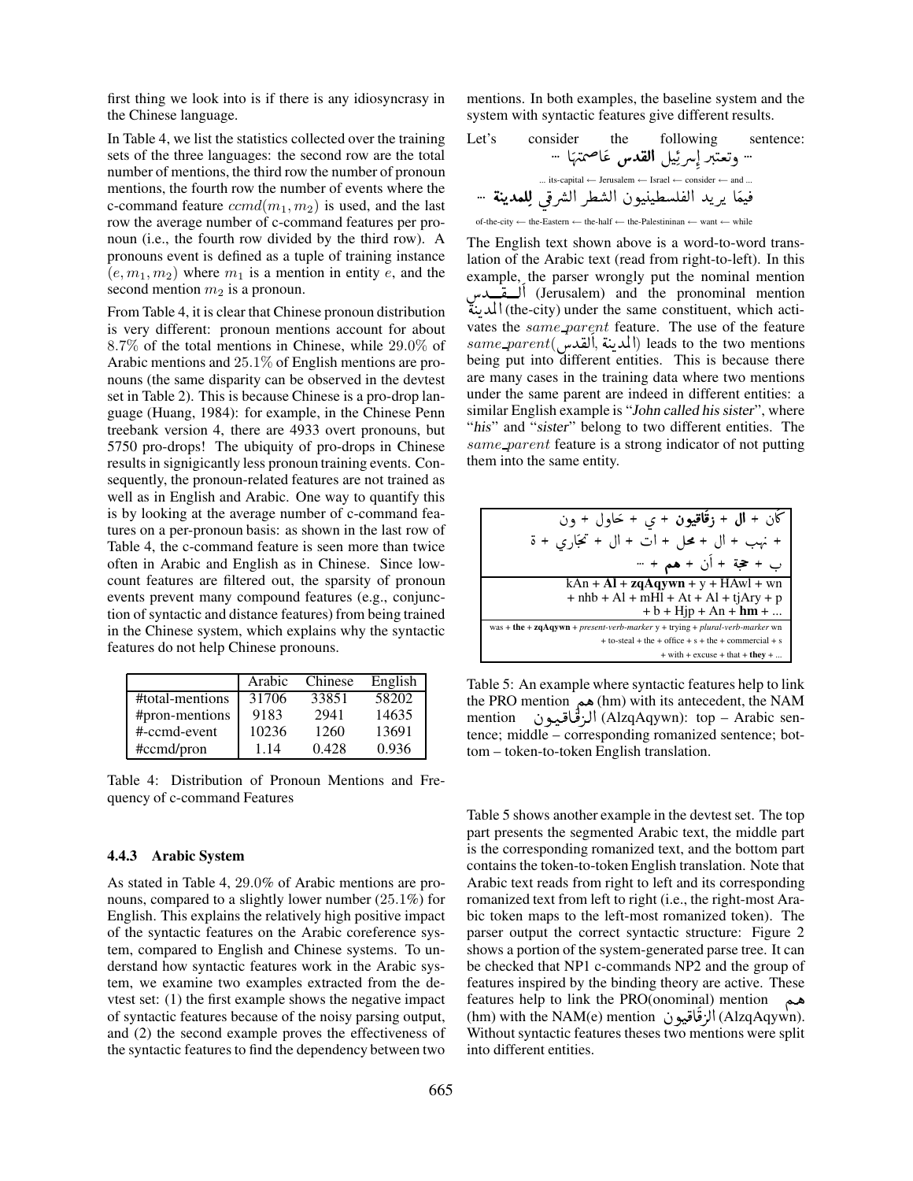first thing we look into is if there is any idiosyncrasy in the Chinese language.

In Table 4, we list the statistics collected over the training sets of the three languages: the second row are the total number of mentions, the third row the number of pronoun mentions, the fourth row the number of events where the c-command feature $ccmd(m_1, m_2)$ is used, and the last row the average number of c-command features per pronoun (i.e., the fourth row divided by the third row). A pronouns event is defined as a tuple of training instance $(e, m_1, m_2)$ where $m_1$ is a mention in entity $e$, and the second mention $m_2$ is a pronoun.

From Table 4, it is clear that Chinese pronoun distribution is very different: pronoun mentions account for about 8.7% of the total mentions in Chinese, while 29.0% of Arabic mentions and 25.1% of English mentions are pronouns (the same disparity can be observed in the devtest set in Table 2). This is because Chinese is a pro-drop language (Huang, 1984): for example, in the Chinese Penn treebank version 4, there are 4933 overt pronouns, but 5750 pro-drops! The ubiquity of pro-drops in Chinese results in signigicantly less pronoun training events. Consequently, the pronoun-related features are not trained as well as in English and Arabic. One way to quantify this is by looking at the average number of c-command features on a per-pronoun basis: as shown in the last row of Table 4, the c-command feature is seen more than twice often in Arabic and English as in Chinese. Since low-count features are filtered out, the sparsity of pronoun events prevent many compound features (e.g., conjunction of syntactic and distance features) from being trained in the Chinese system, which explains why the syntactic features do not help Chinese pronouns.

| | Arabic | Chinese | English |
|---|---|---|---|
| #total-mentions | 31706 | 33851 | 58202 |
| #pron-mentions | 9183 | 2941 | 14635 |
| #-ccmd-event | 10236 | 1260 | 13691 |
| #ccmd/pron | 1.14 | 0.428 | 0.936 |

Table 4: Distribution of Pronoun Mentions and Frequency of c-command Features

### 4.4.3 Arabic System

As stated in Table 4, 29.0% of Arabic mentions are pronouns, compared to a slightly lower number (25.1%) for English. This explains the relatively high positive impact of the syntactic features on the Arabic coreference system, compared to English and Chinese systems. To understand how syntactic features work in the Arabic system, we examine two examples extracted from the devtest set: (1) the first example shows the negative impact of syntactic features because of the noisy parsing output, and (2) the second example proves the effectiveness of the syntactic features to find the dependency between two mentions. In both examples, the baseline system and the system with syntactic features give different results.

Let's consider the following sentence:

... وتعتبر إسرائيل **القدس** عاصمتها ...

... its-capital ← Jerusalem ← Israel ← consider ← and ...

فيما يريد الفلسطينيون الشطر الشرقي **للمدينة** ...

of-the-city ← the-Eastern ← the-half ← the-Palestininan ← want ← while

The English text shown above is a word-to-word translation of the Arabic text (read from right-to-left). In this example, the parser wrongly put the nominal mention القدس (Jerusalem) and the pronominal mention المدينة (the-city) under the same constituent, which activates the *same_parent* feature. The use of the feature *same_parent*(القدس ,المدينة) leads to the two mentions being put into different entities. This is because there are many cases in the training data where two mentions under the same parent are indeed in different entities: a similar English example is "*John called his sister*", where "*his*" and "*sister*" belong to two different entities. The *same_parent* feature is a strong indicator of not putting them into the same entity.

| |
|---|
| كان + **ال** + **زقاقيون** + ي + حاول + ون + نهب + ال + محل + ات + ال + تجاري + ة + ب + حجة + أن + **هم** + ... |
| kAn + **Al** + **zqAqywn** + y + HAwl + wn + nhb + Al + mHl + At + Al + tjAry + p + b + Hjp + An + **hm** + ... |
| was + **the** + **zqAqywn** + *present-verb-marker* y + trying + *plural-verb-marker* wn + to-steal + the + office + s + the + commercial + s + with + excuse + that + **they** + ... |

Table 5: An example where syntactic features help to link the PRO mention هم (hm) with its antecedent, the NAM mention الزقاقيون (AlzqAqywn): top – Arabic sentence; middle – corresponding romanized sentence; bottom – token-to-token English translation.

Table 5 shows another example in the devtest set. The top part presents the segmented Arabic text, the middle part is the corresponding romanized text, and the bottom part contains the token-to-token English translation. Note that Arabic text reads from right to left and its corresponding romanized text from left to right (i.e., the right-most Arabic token maps to the left-most romanized token). The parser output the correct syntactic structure: Figure 2 shows a portion of the system-generated parse tree. It can be checked that NP1 c-commands NP2 and the group of features inspired by the binding theory are active. These features help to link the PRO(onominal) mention هم (hm) with the NAM(e) mention الزقاقيون (AlzqAqywn). Without syntactic features theses two mentions were split into different entities.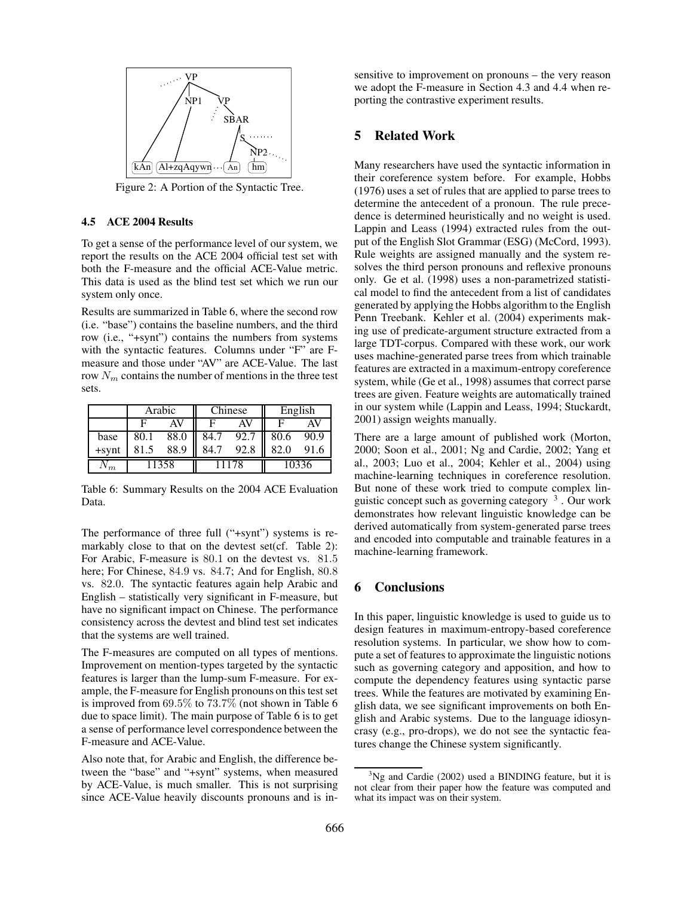Figure 2: A Portion of the Syntactic Tree.

### 4.5 ACE 2004 Results

To get a sense of the performance level of our system, we report the results on the ACE 2004 official test set with both the F-measure and the official ACE-Value metric. This data is used as the blind test set which we run our system only once.

Results are summarized in Table 6, where the second row (i.e. "base") contains the baseline numbers, and the third row (i.e., "+synt") contains the numbers from systems with the syntactic features. Columns under "F" are F-measure and those under "AV" are ACE-Value. The last row $N_m$ contains the number of mentions in the three test sets.

| | Arabic | | Chinese | | English | |
|---|---|---|---|---|---|---|
| | F | AV | F | AV | F | AV |
| base | 80.1 | 88.0 | 84.7 | 92.7 | 80.6 | 90.9 |
| +synt | 81.5 | 88.9 | 84.7 | 92.8 | 82.0 | 91.6 |
| $N_m$ | 11358 | | 11178 | | 10336 | |

Table 6: Summary Results on the 2004 ACE Evaluation Data.

The performance of three full ("+synt") systems is remarkably close to that on the devtest set(cf. Table 2): For Arabic, F-measure is $80.1$ on the devtest vs. $81.5$ here; For Chinese, $84.9$ vs. $84.7$; And for English, $80.8$ vs. $82.0$. The syntactic features again help Arabic and English – statistically very significant in F-measure, but have no significant impact on Chinese. The performance consistency across the devtest and blind test set indicates that the systems are well trained.

The F-measures are computed on all types of mentions. Improvement on mention-types targeted by the syntactic features is larger than the lump-sum F-measure. For example, the F-measure for English pronouns on this test set is improved from $69.5\%$ to $73.7\%$ (not shown in Table 6 due to space limit). The main purpose of Table 6 is to get a sense of performance level correspondence between the F-measure and ACE-Value.

Also note that, for Arabic and English, the difference between the "base" and "+synt" systems, when measured by ACE-Value, is much smaller. This is not surprising since ACE-Value heavily discounts pronouns and is insensitive to improvement on pronouns – the very reason we adopt the F-measure in Section 4.3 and 4.4 when reporting the contrastive experiment results.

## 5 Related Work

Many researchers have used the syntactic information in their coreference system before. For example, Hobbs (1976) uses a set of rules that are applied to parse trees to determine the antecedent of a pronoun. The rule precedence is determined heuristically and no weight is used. Lappin and Leass (1994) extracted rules from the output of the English Slot Grammar (ESG) (McCord, 1993). Rule weights are assigned manually and the system resolves the third person pronouns and reflexive pronouns only. Ge et al. (1998) uses a non-parametrized statistical model to find the antecedent from a list of candidates generated by applying the Hobbs algorithm to the English Penn Treebank. Kehler et al. (2004) experiments making use of predicate-argument structure extracted from a large TDT-corpus. Compared with these work, our work uses machine-generated parse trees from which trainable features are extracted in a maximum-entropy coreference system, while (Ge et al., 1998) assumes that correct parse trees are given. Feature weights are automatically trained in our system while (Lappin and Leass, 1994; Stuckardt, 2001) assign weights manually.

There are a large amount of published work (Morton, 2000; Soon et al., 2001; Ng and Cardie, 2002; Yang et al., 2003; Luo et al., 2004; Kehler et al., 2004) using machine-learning techniques in coreference resolution. But none of these work tried to compute complex linguistic concept such as governing category [3]. Our work demonstrates how relevant linguistic knowledge can be derived automatically from system-generated parse trees and encoded into computable and trainable features in a machine-learning framework.

## 6 Conclusions

In this paper, linguistic knowledge is used to guide us to design features in maximum-entropy-based coreference resolution systems. In particular, we show how to compute a set of features to approximate the linguistic notions such as governing category and apposition, and how to compute the dependency features using syntactic parse trees. While the features are motivated by examining English data, we see significant improvements on both English and Arabic systems. Due to the language idiosyncrasy (e.g., pro-drops), we do not see the syntactic features change the Chinese system significantly.

[3] Ng and Cardie (2002) used a BINDING feature, but it is not clear from their paper how the feature was computed and what its impact was on their system.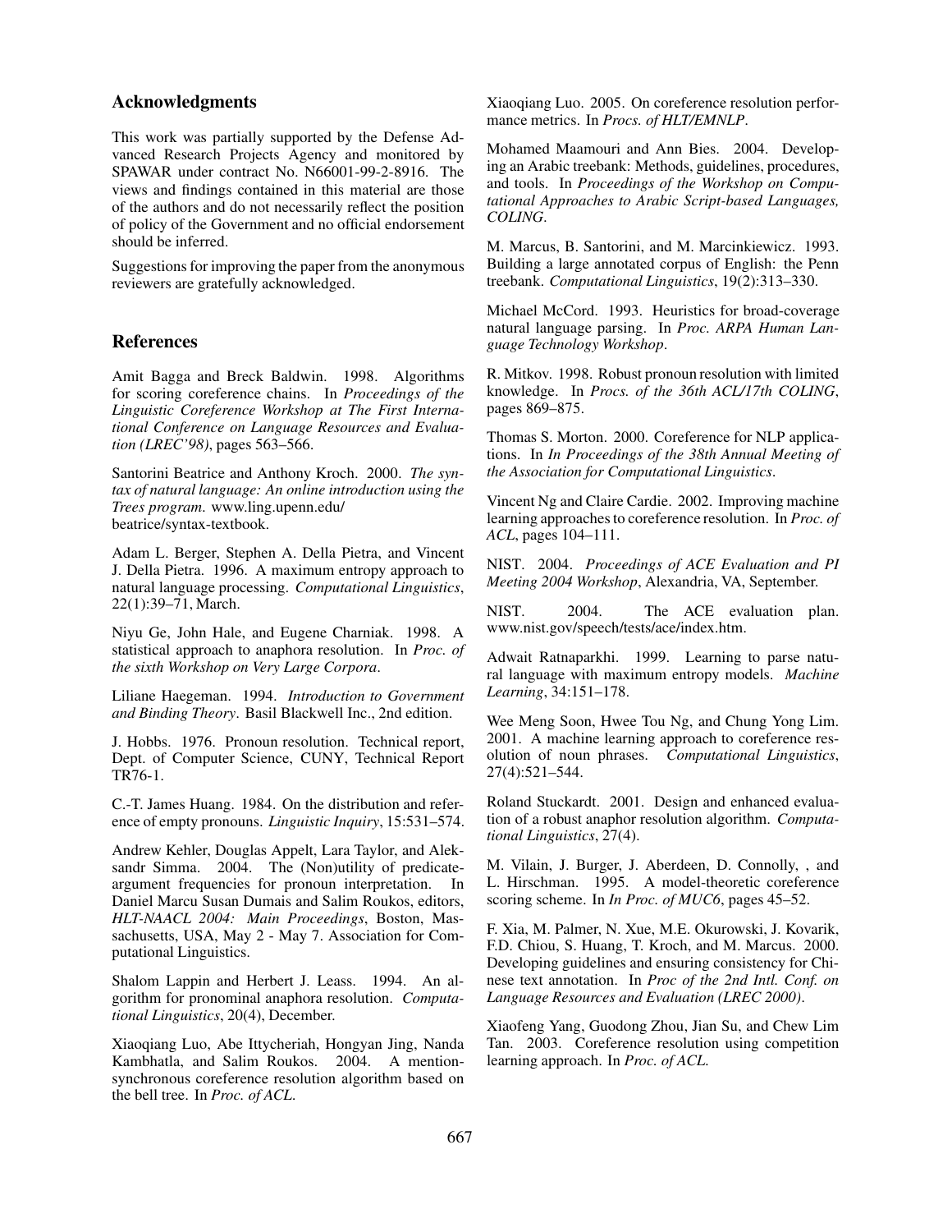## Acknowledgments

This work was partially supported by the Defense Advanced Research Projects Agency and monitored by SPAWAR under contract No. N66001-99-2-8916. The views and findings contained in this material are those of the authors and do not necessarily reflect the position of policy of the Government and no official endorsement should be inferred.

Suggestions for improving the paper from the anonymous reviewers are gratefully acknowledged.

## References

Amit Bagga and Breck Baldwin. 1998. Algorithms for scoring coreference chains. In *Proceedings of the Linguistic Coreference Workshop at The First International Conference on Language Resources and Evaluation (LREC'98)*, pages 563–566.

Santorini Beatrice and Anthony Kroch. 2000. *The syntax of natural language: An online introduction using the Trees program*. www.ling.upenn.edu/beatrice/syntax-textbook.

Adam L. Berger, Stephen A. Della Pietra, and Vincent J. Della Pietra. 1996. A maximum entropy approach to natural language processing. *Computational Linguistics*, 22(1):39–71, March.

Niyu Ge, John Hale, and Eugene Charniak. 1998. A statistical approach to anaphora resolution. In *Proc. of the sixth Workshop on Very Large Corpora*.

Liliane Haegeman. 1994. *Introduction to Government and Binding Theory*. Basil Blackwell Inc., 2nd edition.

J. Hobbs. 1976. Pronoun resolution. Technical report, Dept. of Computer Science, CUNY, Technical Report TR76-1.

C.-T. James Huang. 1984. On the distribution and reference of empty pronouns. *Linguistic Inquiry*, 15:531–574.

Andrew Kehler, Douglas Appelt, Lara Taylor, and Aleksandr Simma. 2004. The (Non)utility of predicate-argument frequencies for pronoun interpretation. In Daniel Marcu Susan Dumais and Salim Roukos, editors, *HLT-NAACL 2004: Main Proceedings*, Boston, Massachusetts, USA, May 2 - May 7. Association for Computational Linguistics.

Shalom Lappin and Herbert J. Leass. 1994. An algorithm for pronominal anaphora resolution. *Computational Linguistics*, 20(4), December.

Xiaoqiang Luo, Abe Ittycheriah, Hongyan Jing, Nanda Kambhatla, and Salim Roukos. 2004. A mention-synchronous coreference resolution algorithm based on the bell tree. In *Proc. of ACL*.

Xiaoqiang Luo. 2005. On coreference resolution performance metrics. In *Procs. of HLT/EMNLP*.

Mohamed Maamouri and Ann Bies. 2004. Developing an Arabic treebank: Methods, guidelines, procedures, and tools. In *Proceedings of the Workshop on Computational Approaches to Arabic Script-based Languages, COLING*.

M. Marcus, B. Santorini, and M. Marcinkiewicz. 1993. Building a large annotated corpus of English: the Penn treebank. *Computational Linguistics*, 19(2):313–330.

Michael McCord. 1993. Heuristics for broad-coverage natural language parsing. In *Proc. ARPA Human Language Technology Workshop*.

R. Mitkov. 1998. Robust pronoun resolution with limited knowledge. In *Procs. of the 36th ACL/17th COLING*, pages 869–875.

Thomas S. Morton. 2000. Coreference for NLP applications. In *In Proceedings of the 38th Annual Meeting of the Association for Computational Linguistics*.

Vincent Ng and Claire Cardie. 2002. Improving machine learning approaches to coreference resolution. In *Proc. of ACL*, pages 104–111.

NIST. 2004. *Proceedings of ACE Evaluation and PI Meeting 2004 Workshop*, Alexandria, VA, September.

NIST. 2004. The ACE evaluation plan. www.nist.gov/speech/tests/ace/index.htm.

Adwait Ratnaparkhi. 1999. Learning to parse natural language with maximum entropy models. *Machine Learning*, 34:151–178.

Wee Meng Soon, Hwee Tou Ng, and Chung Yong Lim. 2001. A machine learning approach to coreference resolution of noun phrases. *Computational Linguistics*, 27(4):521–544.

Roland Stuckardt. 2001. Design and enhanced evaluation of a robust anaphor resolution algorithm. *Computational Linguistics*, 27(4).

M. Vilain, J. Burger, J. Aberdeen, D. Connolly, , and L. Hirschman. 1995. A model-theoretic coreference scoring scheme. In *In Proc. of MUC6*, pages 45–52.

F. Xia, M. Palmer, N. Xue, M.E. Okurowski, J. Kovarik, F.D. Chiou, S. Huang, T. Kroch, and M. Marcus. 2000. Developing guidelines and ensuring consistency for Chinese text annotation. In *Proc of the 2nd Intl. Conf. on Language Resources and Evaluation (LREC 2000)*.

Xiaofeng Yang, Guodong Zhou, Jian Su, and Chew Lim Tan. 2003. Coreference resolution using competition learning approach. In *Proc. of ACL*.